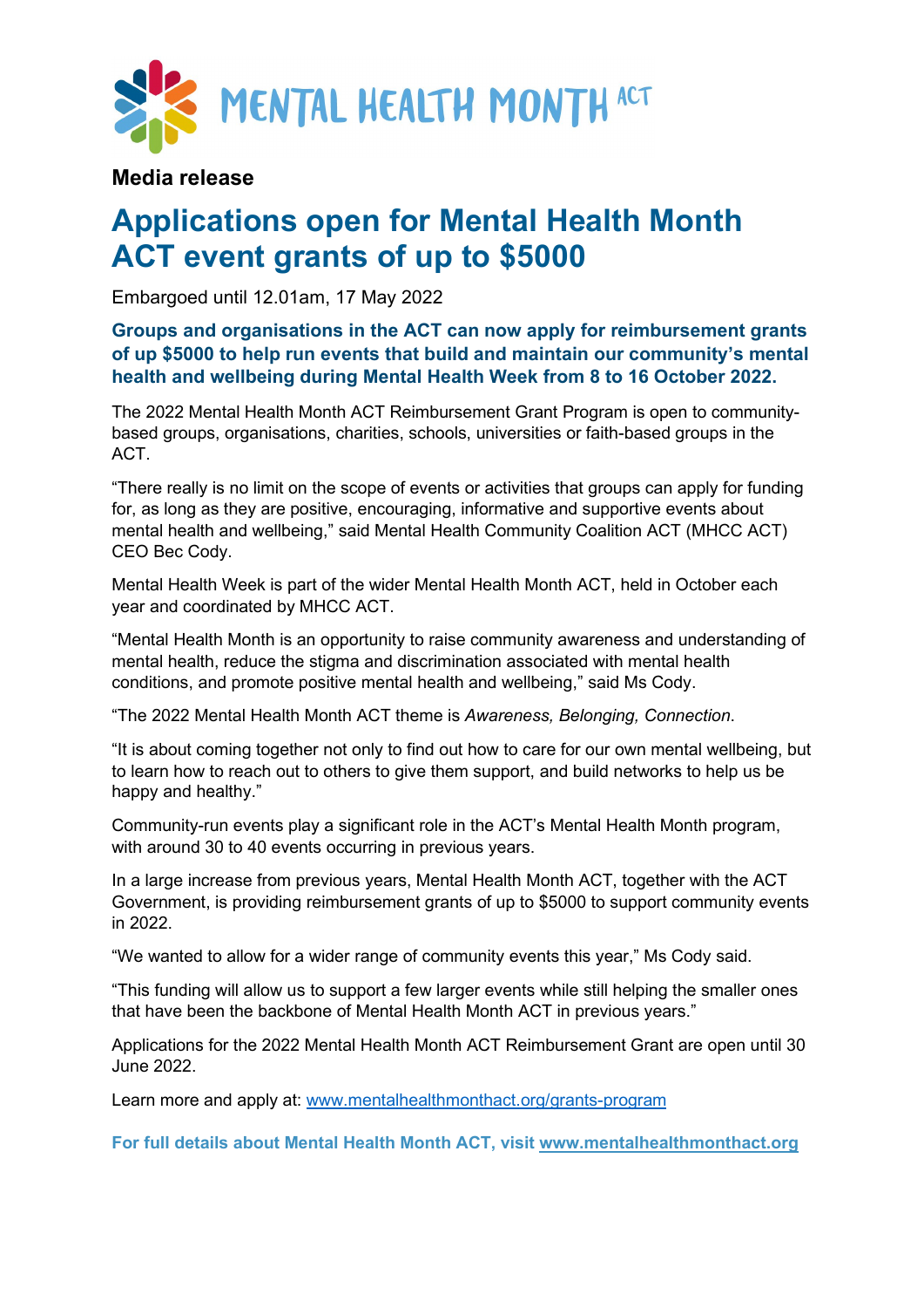MENTAL HEALTH MONTH ACT

**Media release**

# Applications open for Mental Health Month ACT event grants of up to $5000

Embargoed until 12.01am, 17 May 2022

**Groups and organisations in the ACT can now apply for reimbursement grants of up $5000 to help run events that build and maintain our community's mental health and wellbeing during Mental Health Week from 8 to 16 October 2022.**

The 2022 Mental Health Month ACT Reimbursement Grant Program is open to community-based groups, organisations, charities, schools, universities or faith-based groups in the ACT.

"There really is no limit on the scope of events or activities that groups can apply for funding for, as long as they are positive, encouraging, informative and supportive events about mental health and wellbeing," said Mental Health Community Coalition ACT (MHCC ACT) CEO Bec Cody.

Mental Health Week is part of the wider Mental Health Month ACT, held in October each year and coordinated by MHCC ACT.

"Mental Health Month is an opportunity to raise community awareness and understanding of mental health, reduce the stigma and discrimination associated with mental health conditions, and promote positive mental health and wellbeing," said Ms Cody.

"The 2022 Mental Health Month ACT theme is *Awareness, Belonging, Connection*.

"It is about coming together not only to find out how to care for our own mental wellbeing, but to learn how to reach out to others to give them support, and build networks to help us be happy and healthy."

Community-run events play a significant role in the ACT's Mental Health Month program, with around 30 to 40 events occurring in previous years.

In a large increase from previous years, Mental Health Month ACT, together with the ACT Government, is providing reimbursement grants of up to $5000 to support community events in 2022.

"We wanted to allow for a wider range of community events this year," Ms Cody said.

"This funding will allow us to support a few larger events while still helping the smaller ones that have been the backbone of Mental Health Month ACT in previous years."

Applications for the 2022 Mental Health Month ACT Reimbursement Grant are open until 30 June 2022.

Learn more and apply at: [www.mentalhealthmonthact.org/grants-program](www.mentalhealthmonthact.org/grants-program)

**For full details about Mental Health Month ACT, visit [www.mentalhealthmonthact.org](www.mentalhealthmonthact.org)**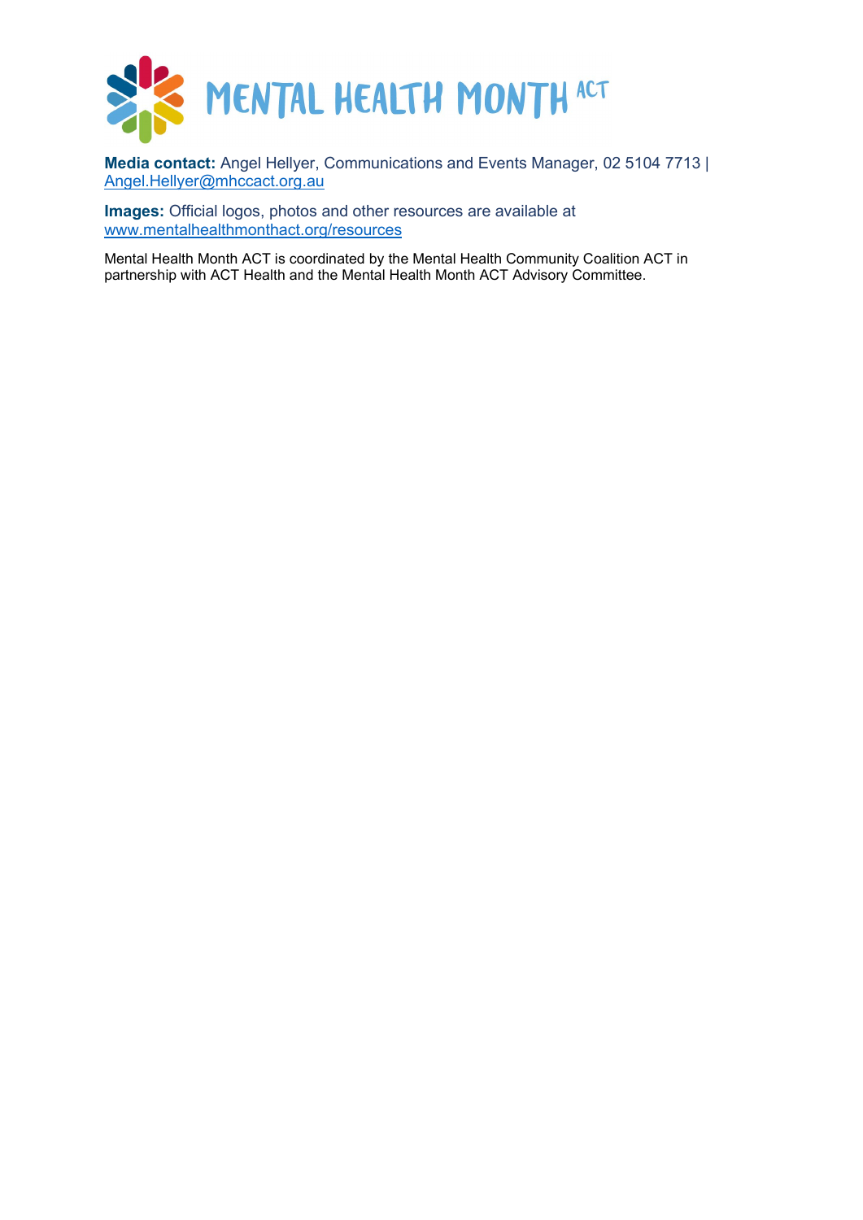**Media contact:** Angel Hellyer, Communications and Events Manager, 02 5104 7713 | Angel.Hellyer@mhccact.org.au

**Images:** Official logos, photos and other resources are available at www.mentalhealthmonthact.org/resources

Mental Health Month ACT is coordinated by the Mental Health Community Coalition ACT in partnership with ACT Health and the Mental Health Month ACT Advisory Committee.